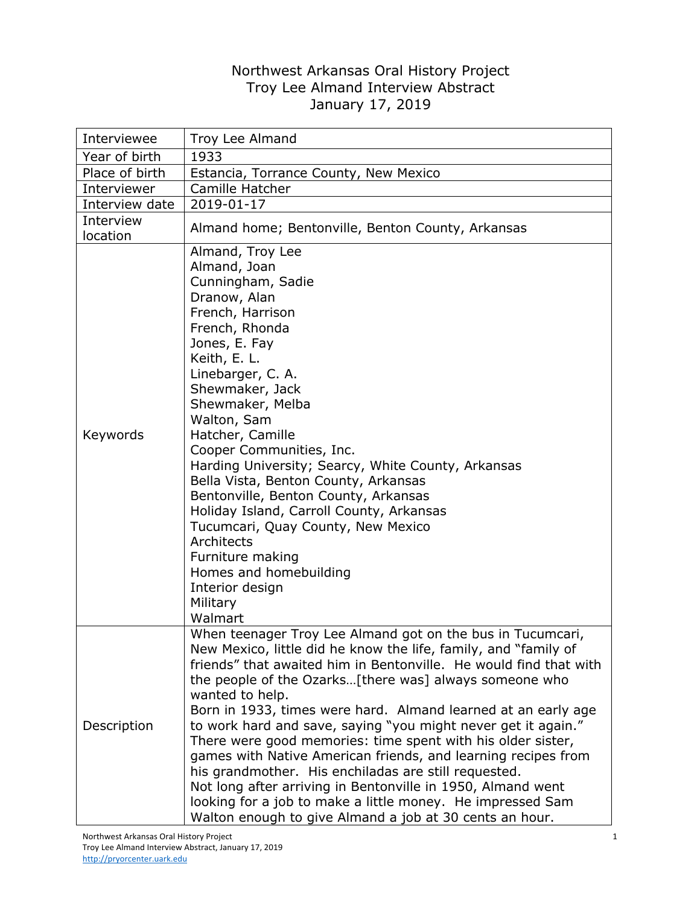# Northwest Arkansas Oral History Project
# Troy Lee Almand Interview Abstract
# January 17, 2019

| | |
|---|---|
| Interviewee | Troy Lee Almand |
| Year of birth | 1933 |
| Place of birth | Estancia, Torrance County, New Mexico |
| Interviewer | Camille Hatcher |
| Interview date | 2019-01-17 |
| Interview location | Almand home; Bentonville, Benton County, Arkansas |
| Keywords | Almand, Troy Lee<br>Almand, Joan<br>Cunningham, Sadie<br>Dranow, Alan<br>French, Harrison<br>French, Rhonda<br>Jones, E. Fay<br>Keith, E. L.<br>Linebarger, C. A.<br>Shewmaker, Jack<br>Shewmaker, Melba<br>Walton, Sam<br>Hatcher, Camille<br>Cooper Communities, Inc.<br>Harding University; Searcy, White County, Arkansas<br>Bella Vista, Benton County, Arkansas<br>Bentonville, Benton County, Arkansas<br>Holiday Island, Carroll County, Arkansas<br>Tucumcari, Quay County, New Mexico<br>Architects<br>Furniture making<br>Homes and homebuilding<br>Interior design<br>Military<br>Walmart |
| Description | When teenager Troy Lee Almand got on the bus in Tucumcari, New Mexico, little did he know the life, family, and "family of friends" that awaited him in Bentonville. He would find that with the people of the Ozarks…[there was] always someone who wanted to help.<br>Born in 1933, times were hard. Almand learned at an early age to work hard and save, saying "you might never get it again." There were good memories: time spent with his older sister, games with Native American friends, and learning recipes from his grandmother. His enchiladas are still requested.<br>Not long after arriving in Bentonville in 1950, Almand went looking for a job to make a little money. He impressed Sam Walton enough to give Almand a job at 30 cents an hour. |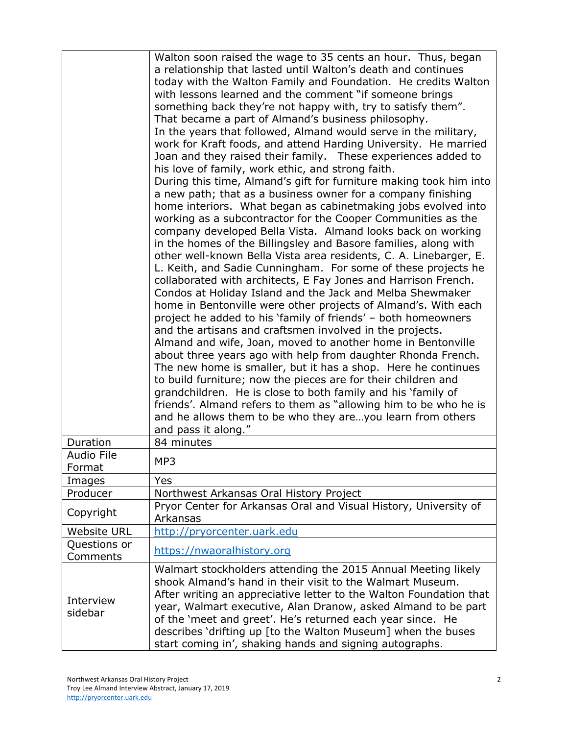| | |
|---|---|
| | Walton soon raised the wage to 35 cents an hour. Thus, began a relationship that lasted until Walton's death and continues today with the Walton Family and Foundation. He credits Walton with lessons learned and the comment "if someone brings something back they're not happy with, try to satisfy them". That became a part of Almand's business philosophy.<br>In the years that followed, Almand would serve in the military, work for Kraft foods, and attend Harding University. He married Joan and they raised their family. These experiences added to his love of family, work ethic, and strong faith.<br>During this time, Almand's gift for furniture making took him into a new path; that as a business owner for a company finishing home interiors. What began as cabinetmaking jobs evolved into working as a subcontractor for the Cooper Communities as the company developed Bella Vista. Almand looks back on working in the homes of the Billingsley and Basore families, along with other well-known Bella Vista area residents, C. A. Linebarger, E. L. Keith, and Sadie Cunningham. For some of these projects he collaborated with architects, E Fay Jones and Harrison French. Condos at Holiday Island and the Jack and Melba Shewmaker home in Bentonville were other projects of Almand's. With each project he added to his 'family of friends' – both homeowners and the artisans and craftsmen involved in the projects.<br>Almand and wife, Joan, moved to another home in Bentonville about three years ago with help from daughter Rhonda French. The new home is smaller, but it has a shop. Here he continues to build furniture; now the pieces are for their children and grandchildren. He is close to both family and his 'family of friends'. Almand refers to them as "allowing him to be who he is and he allows them to be who they are…you learn from others and pass it along." |
| Duration | 84 minutes |
| Audio File Format | MP3 |
| Images | Yes |
| Producer | Northwest Arkansas Oral History Project |
| Copyright | Pryor Center for Arkansas Oral and Visual History, University of Arkansas |
| Website URL | http://pryorcenter.uark.edu |
| Questions or Comments | https://nwaoralhistory.org |
| Interview sidebar | Walmart stockholders attending the 2015 Annual Meeting likely shook Almand's hand in their visit to the Walmart Museum. After writing an appreciative letter to the Walton Foundation that year, Walmart executive, Alan Dranow, asked Almand to be part of the 'meet and greet'. He's returned each year since. He describes 'drifting up [to the Walton Museum] when the buses start coming in', shaking hands and signing autographs. |